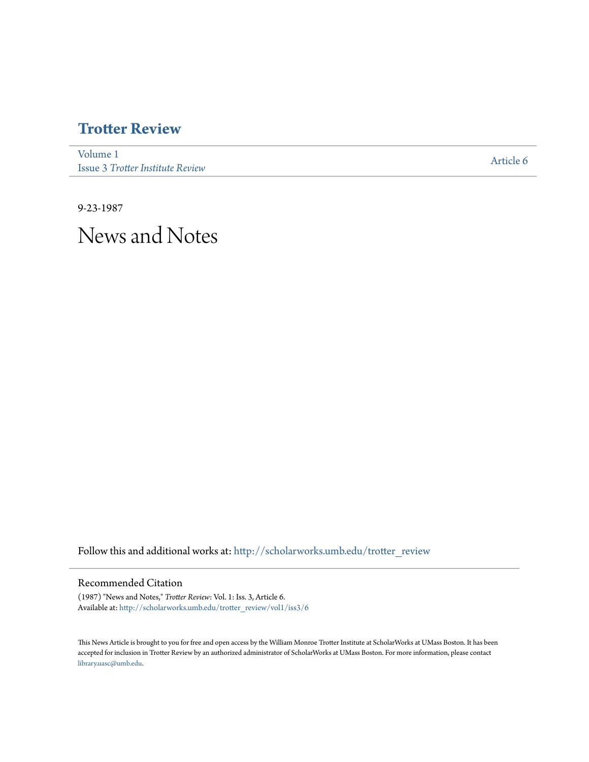# Trotter Review

Volume 1
Issue 3 *Trotter Institute Review*

Article 6

9-23-1987

# News and Notes

Follow this and additional works at: http://scholarworks.umb.edu/trotter_review

## Recommended Citation

(1987) "News and Notes," *Trotter Review*: Vol. 1: Iss. 3, Article 6.
Available at: http://scholarworks.umb.edu/trotter_review/vol1/iss3/6

This News Article is brought to you for free and open access by the William Monroe Trotter Institute at ScholarWorks at UMass Boston. It has been accepted for inclusion in Trotter Review by an authorized administrator of ScholarWorks at UMass Boston. For more information, please contact library.uasc@umb.edu.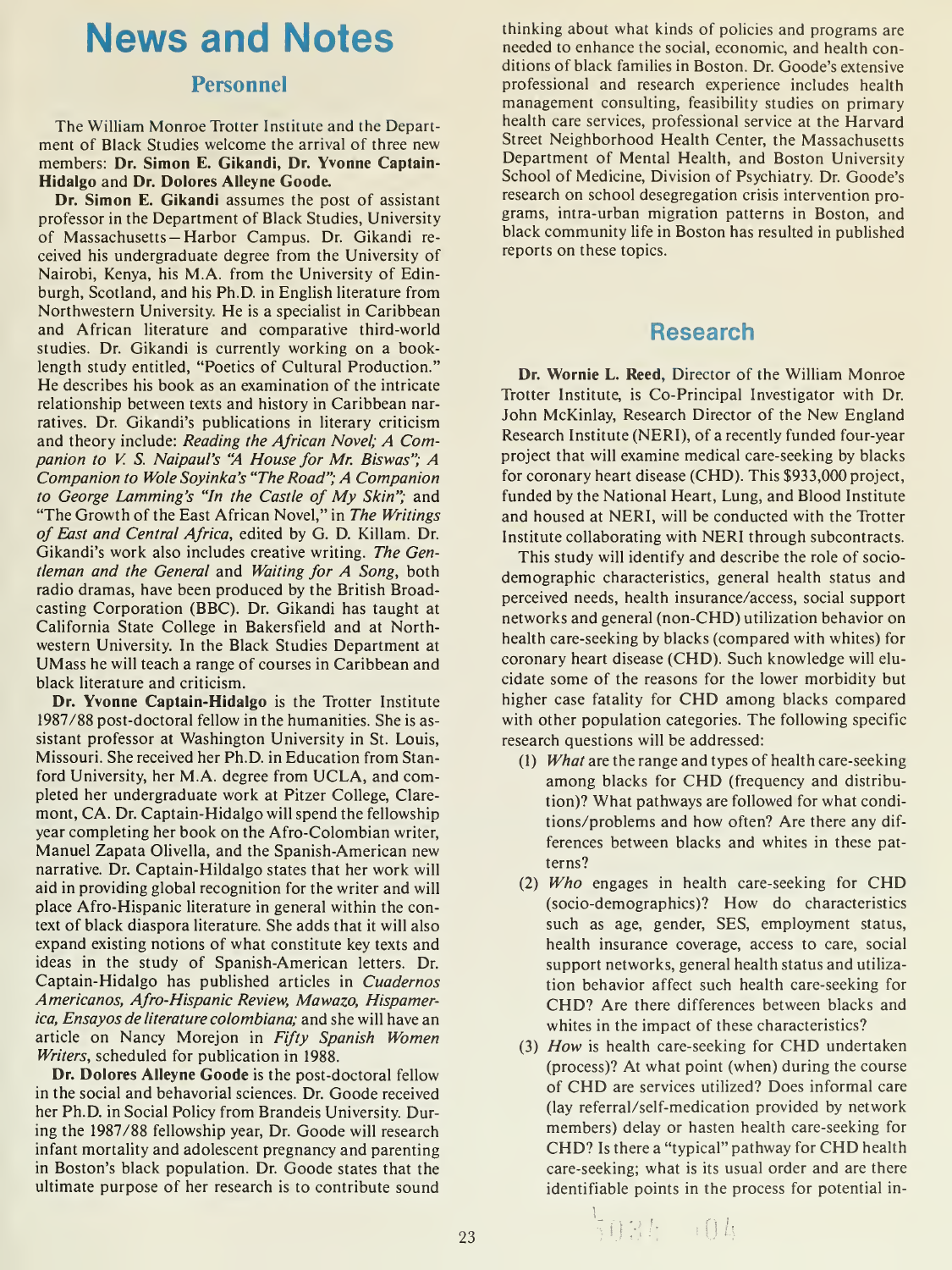# News and Notes

## Personnel

The William Monroe Trotter Institute and the Department of Black Studies welcome the arrival of three new members: **Dr. Simon E. Gikandi, Dr. Yvonne Captain-Hidalgo** and **Dr. Dolores Alleyne Goode.**

**Dr. Simon E. Gikandi** assumes the post of assistant professor in the Department of Black Studies, University of Massachusetts—Harbor Campus. Dr. Gikandi received his undergraduate degree from the University of Nairobi, Kenya, his M.A. from the University of Edinburgh, Scotland, and his Ph.D. in English literature from Northwestern University. He is a specialist in Caribbean and African literature and comparative third-world studies. Dr. Gikandi is currently working on a book-length study entitled, "Poetics of Cultural Production." He describes his book as an examination of the intricate relationship between texts and history in Caribbean narratives. Dr. Gikandi's publications in literary criticism and theory include: *Reading the African Novel; A Companion to V. S. Naipaul's "A House for Mr. Biswas"; A Companion to Wole Soyinka's "The Road"; A Companion to George Lamming's "In the Castle of My Skin";* and "The Growth of the East African Novel," in *The Writings of East and Central Africa*, edited by G. D. Killam. Dr. Gikandi's work also includes creative writing. *The Gentleman and the General* and *Waiting for A Song*, both radio dramas, have been produced by the British Broadcasting Corporation (BBC). Dr. Gikandi has taught at California State College in Bakersfield and at Northwestern University. In the Black Studies Department at UMass he will teach a range of courses in Caribbean and black literature and criticism.

**Dr. Yvonne Captain-Hidalgo** is the Trotter Institute 1987/88 post-doctoral fellow in the humanities. She is assistant professor at Washington University in St. Louis, Missouri. She received her Ph.D. in Education from Stanford University, her M.A. degree from UCLA, and completed her undergraduate work at Pitzer College, Claremont, CA. Dr. Captain-Hidalgo will spend the fellowship year completing her book on the Afro-Colombian writer, Manuel Zapata Olivella, and the Spanish-American new narrative. Dr. Captain-Hildalgo states that her work will aid in providing global recognition for the writer and will place Afro-Hispanic literature in general within the context of black diaspora literature. She adds that it will also expand existing notions of what constitute key texts and ideas in the study of Spanish-American letters. Dr. Captain-Hidalgo has published articles in *Cuadernos Americanos, Afro-Hispanic Review, Mawazo, Hispamerica, Ensayos de literature colombiana;* and she will have an article on Nancy Morejon in *Fifty Spanish Women Writers*, scheduled for publication in 1988.

**Dr. Dolores Alleyne Goode** is the post-doctoral fellow in the social and behavioral sciences. Dr. Goode received her Ph.D. in Social Policy from Brandeis University. During the 1987/88 fellowship year, Dr. Goode will research infant mortality and adolescent pregnancy and parenting in Boston's black population. Dr. Goode states that the ultimate purpose of her research is to contribute sound thinking about what kinds of policies and programs are needed to enhance the social, economic, and health conditions of black families in Boston. Dr. Goode's extensive professional and research experience includes health management consulting, feasibility studies on primary health care services, professional service at the Harvard Street Neighborhood Health Center, the Massachusetts Department of Mental Health, and Boston University School of Medicine, Division of Psychiatry. Dr. Goode's research on school desegregation crisis intervention programs, intra-urban migration patterns in Boston, and black community life in Boston has resulted in published reports on these topics.

## Research

**Dr. Wornie L. Reed**, Director of the William Monroe Trotter Institute, is Co-Principal Investigator with Dr. John McKinlay, Research Director of the New England Research Institute (NERI), of a recently funded four-year project that will examine medical care-seeking by blacks for coronary heart disease (CHD). This $933,000 project, funded by the National Heart, Lung, and Blood Institute and housed at NERI, will be conducted with the Trotter Institute collaborating with NERI through subcontracts.

This study will identify and describe the role of socio-demographic characteristics, general health status and perceived needs, health insurance/access, social support networks and general (non-CHD) utilization behavior on health care-seeking by blacks (compared with whites) for coronary heart disease (CHD). Such knowledge will elucidate some of the reasons for the lower morbidity but higher case fatality for CHD among blacks compared with other population categories. The following specific research questions will be addressed:

(1) *What* are the range and types of health care-seeking among blacks for CHD (frequency and distribution)? What pathways are followed for what conditions/problems and how often? Are there any differences between blacks and whites in these patterns?

(2) *Who* engages in health care-seeking for CHD (socio-demographics)? How do characteristics such as age, gender, SES, employment status, health insurance coverage, access to care, social support networks, general health status and utilization behavior affect such health care-seeking for CHD? Are there differences between blacks and whites in the impact of these characteristics?

(3) *How* is health care-seeking for CHD undertaken (process)? At what point (when) during the course of CHD are services utilized? Does informal care (lay referral/self-medication provided by network members) delay or hasten health care-seeking for CHD? Is there a "typical" pathway for CHD health care-seeking; what is its usual order and are there identifiable points in the process for potential in-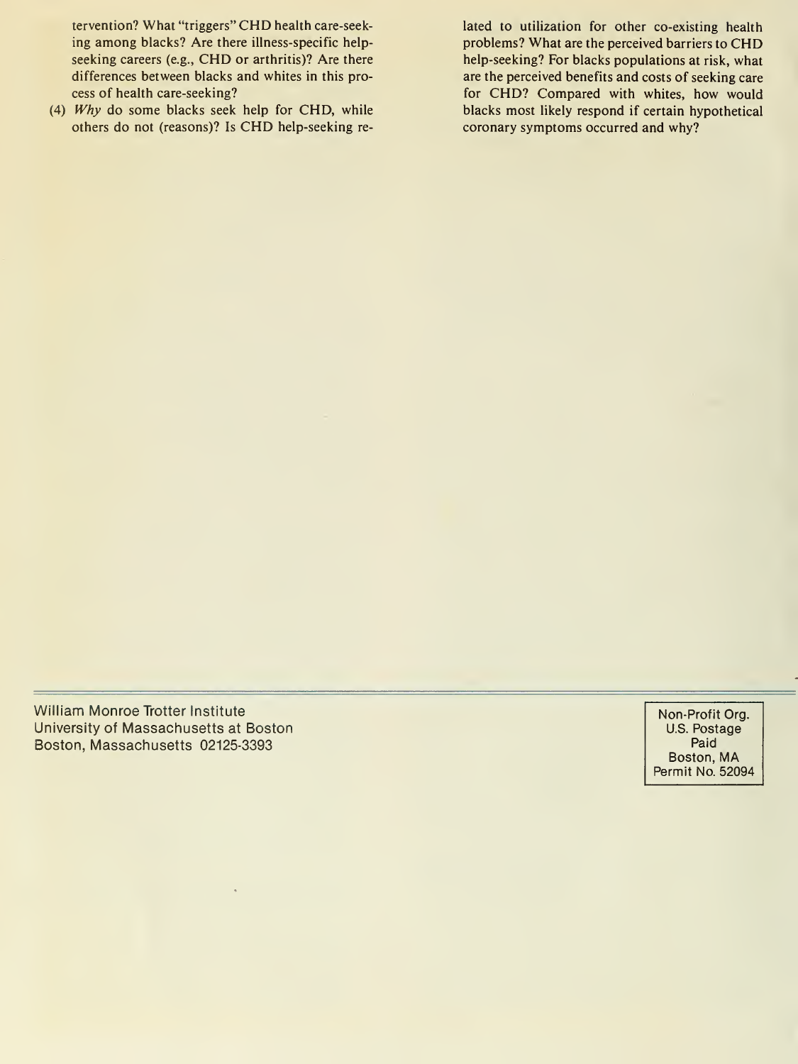tervention? What "triggers" CHD health care-seeking among blacks? Are there illness-specific help-seeking careers (e.g., CHD or arthritis)? Are there differences between blacks and whites in this process of health care-seeking?

(4) *Why* do some blacks seek help for CHD, while others do not (reasons)? Is CHD help-seeking related to utilization for other co-existing health problems? What are the perceived barriers to CHD help-seeking? For blacks populations at risk, what are the perceived benefits and costs of seeking care for CHD? Compared with whites, how would blacks most likely respond if certain hypothetical coronary symptoms occurred and why?

William Monroe Trotter Institute
University of Massachusetts at Boston
Boston, Massachusetts 02125-3393

Non-Profit Org.
U.S. Postage
Paid
Boston, MA
Permit No. 52094